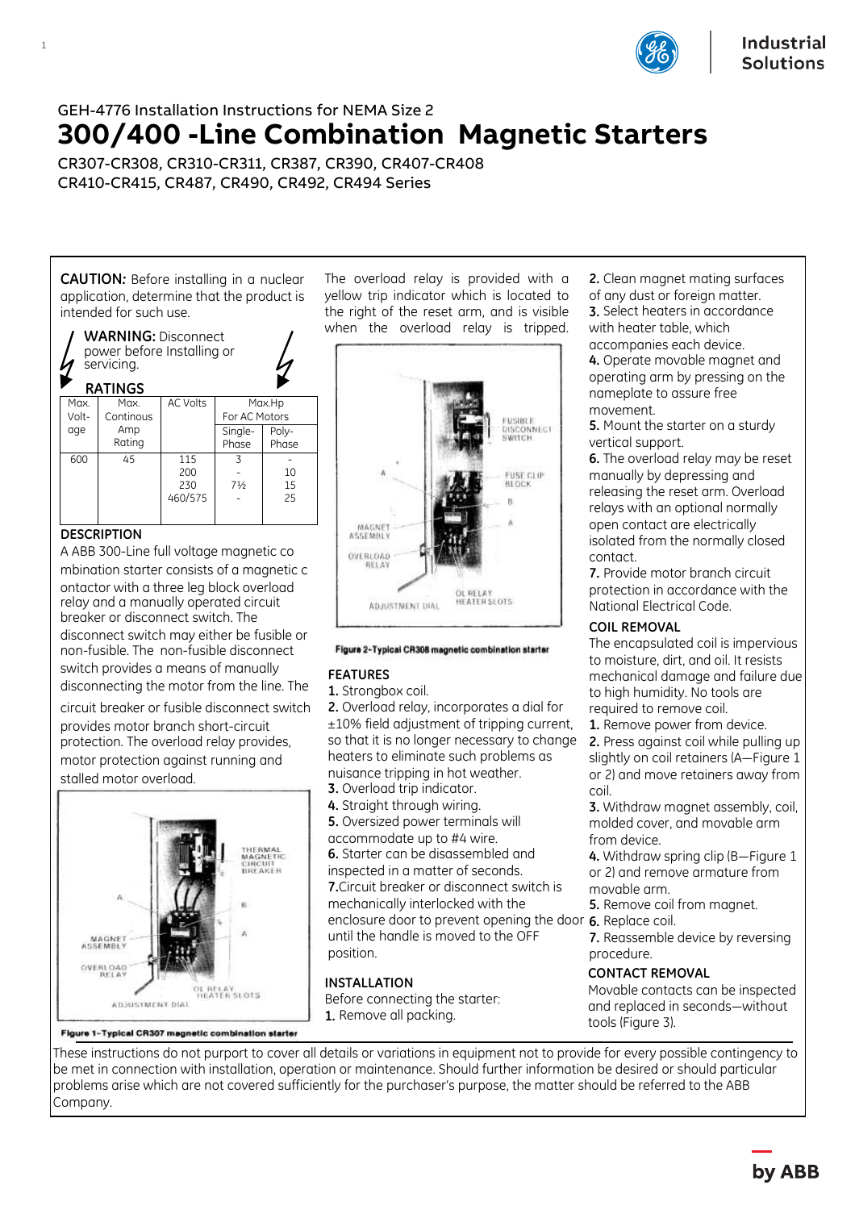# GEH-4776 Installation Instructions for NEMA Size 2

# 300/400 -Line Combination Magnetic Starters

CR307-CR308, CR310-CR311, CR387, CR390, CR407-CR408
CR410-CR415, CR487, CR490, CR492, CR494 Series

**CAUTION:** Before installing in a nuclear application, determine that the product is intended for such use.

**WARNING:** Disconnect power before Installing or servicing.

## RATINGS

| Max. Voltage | Max. Continous Amp Rating | AC Volts | Max.Hp For AC Motors | |
|---|---|---|---|---|
| | | | Single-Phase | Poly-Phase |
| 600 | 45 | 115<br>200<br>230<br>460/575 | 3<br>-<br>7½<br>- | -<br>10<br>15<br>25 |

## DESCRIPTION

A ABB 300-Line full voltage magnetic co mbination starter consists of a magnetic c ontactor with a three leg block overload relay and a manually operated circuit breaker or disconnect switch. The disconnect switch may either be fusible or non-fusible. The non-fusible disconnect switch provides a means of manually disconnecting the motor from the line. The circuit breaker or fusible disconnect switch provides motor branch short-circuit protection. The overload relay provides, motor protection against running and stalled motor overload.

Figure 1-Typical CR307 magnetic combination starter

The overload relay is provided with a yellow trip indicator which is located to the right of the reset arm, and is visible when the overload relay is tripped.

Figure 2-Typical CR308 magnetic combination starter

## FEATURES

**1.** Strongbox coil.
**2.** Overload relay, incorporates a dial for ±10% field adjustment of tripping current, so that it is no longer necessary to change heaters to eliminate such problems as nuisance tripping in hot weather.
**3.** Overload trip indicator.
**4.** Straight through wiring.
**5.** Oversized power terminals will accommodate up to #4 wire.
**6.** Starter can be disassembled and inspected in a matter of seconds.
**7.**Circuit breaker or disconnect switch is mechanically interlocked with the enclosure door to prevent opening the door until the handle is moved to the OFF position.

## INSTALLATION

Before connecting the starter:
**1.** Remove all packing.
**2.** Clean magnet mating surfaces of any dust or foreign matter.
**3.** Select heaters in accordance with heater table, which accompanies each device.
**4.** Operate movable magnet and operating arm by pressing on the nameplate to assure free movement.
**5.** Mount the starter on a sturdy vertical support.
**6.** The overload relay may be reset manually by depressing and releasing the reset arm. Overload relays with an optional normally open contact are electrically isolated from the normally closed contact.
**7.** Provide motor branch circuit protection in accordance with the National Electrical Code.

## COIL REMOVAL

The encapsulated coil is impervious to moisture, dirt, and oil. It resists mechanical damage and failure due to high humidity. No tools are required to remove coil.
**1.** Remove power from device.
**2.** Press against coil while pulling up slightly on coil retainers (A—Figure 1 or 2) and move retainers away from coil.
**3.** Withdraw magnet assembly, coil, molded cover, and movable arm from device.
**4.** Withdraw spring clip (B—Figure 1 or 2) and remove armature from movable arm.
**5.** Remove coil from magnet.
**6.** Replace coil.
**7.** Reassemble device by reversing procedure.

## CONTACT REMOVAL

Movable contacts can be inspected and replaced in seconds—without tools (Figure 3).

These instructions do not purport to cover all details or variations in equipment not to provide for every possible contingency to be met in connection with installation, operation or maintenance. Should further information be desired or should particular problems arise which are not covered sufficiently for the purchaser's purpose, the matter should be referred to the ABB Company.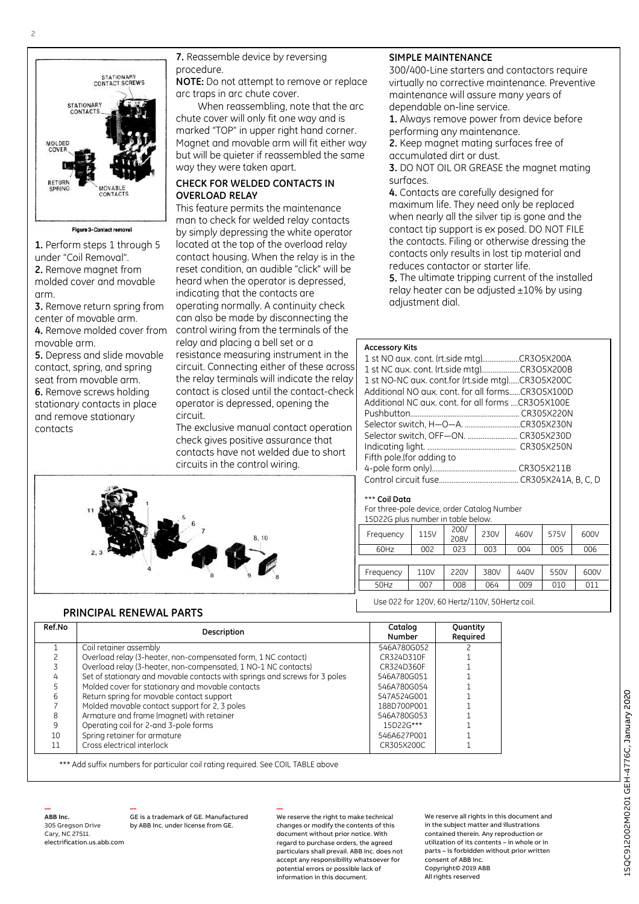STATIONARY CONTACT SCREWS

STATIONARY CONTACTS

MOLDED COVER

RETURN SPRING

MOVABLE CONTACTS

Figure 3-Contact removal

1. Perform steps 1 through 5 under "Coil Removal".
2. Remove magnet from molded cover and movable arm.
3. Remove return spring from center of movable arm.
4. Remove molded cover from movable arm.
5. Depress and slide movable contact, spring, and spring seat from movable arm.
6. Remove screws holding stationary contacts in place and remove stationary contacts

7. Reassemble device by reversing procedure.

**NOTE:** Do not attempt to remove or replace arc traps in arc chute cover.

When reassembling, note that the arc chute cover will only fit one way and is marked "TOP" in upper right hand corner. Magnet and movable arm will fit either way but will be quieter if reassembled the same way they were taken apart.

### CHECK FOR WELDED CONTACTS IN OVERLOAD RELAY

This feature permits the maintenance man to check for welded relay contacts by simply depressing the white operator located at the top of the overload relay contact housing. When the relay is in the reset condition, an audible "click" will be heard when the operator is depressed, indicating that the contacts are operating normally. A continuity check can also be made by disconnecting the control wiring from the terminals of the relay and placing a bell set or a resistance measuring instrument in the circuit. Connecting either of these across the relay terminals will indicate the relay contact is closed until the contact-check operator is depressed, opening the circuit.

The exclusive manual contact operation check gives positive assurance that contacts have not welded due to short circuits in the control wiring.

### SIMPLE MAINTENANCE

300/400-Line starters and contactors require virtually no corrective maintenance. Preventive maintenance will assure many years of dependable on-line service.

1. Always remove power from device before performing any maintenance.
2. Keep magnet mating surfaces free of accumulated dirt or dust.
3. DO NOT OIL OR GREASE the magnet mating surfaces.
4. Contacts are carefully designed for maximum life. They need only be replaced when nearly all the silver tip is gone and the contact tip support is ex posed. DO NOT FILE the contacts. Filing or otherwise dressing the contacts only results in lost tip material and reduces contactor or starter life.
5. The ultimate tripping current of the installed relay heater can be adjusted ±10% by using adjustment dial.

**Accessory Kits**

| | |
|---|---|
| 1 st NO aux. cont. (rt.side mtg) | CR3O5X200A |
| 1 st NC aux. cont. (rt.side mtg) | CR3O5X200B |
| 1 st NO-NC aux. cont.for (rt.side mtg) | CR3O5X200C |
| Additional NO aux. cont. for all forms | CR3O5X100D |
| Additional NC aux. cont. for all forms | CR3O5X100E |
| Pushbutton | CR305X220N |
| Selector switch, H—O—A. | CR305X230N |
| Selector switch, OFF—ON. | CR305X230D |
| Indicating light. | CR305X250N |
| Fifth pole.(for adding to 4-pole form only) | CR3O5X211B |
| Control circuit fuse | CR305X241A, B, C, D |

11, 1, 2, 3, 4, 5, 6, 7, 8, 10, 8, 9, 8

*** **Coil Data**

For three-pole device, order Catalog Number 15D22G plus number in table below.

| Frequency | 115V | 200/208V | 230V | 460V | 575V | 600V |
|---|---|---|---|---|---|---|
| 60Hz | 002 | 023 | 003 | 004 | 005 | 006 |
| **Frequency** | **110V** | **220V** | **380V** | **440V** | **550V** | **600V** |
| 50Hz | 007 | 008 | 064 | 009 | 010 | 011 |

Use 022 for 120V, 60 Hertz/110V, 50Hertz coil.

## PRINCIPAL RENEWAL PARTS

| Ref.No | Description | Catalog Number | Quantity Required |
|---|---|---|---|
| 1 | Coil retainer assembly | 546A780G052 | 2 |
| 2 | Overload relay (3-heater, non-compensated form, 1 NC contact) | CR324D310F | 1 |
| 3 | Overload relay (3-heater, non-compensated, 1 NO-1 NC contacts) | CR324D360F | 1 |
| 4 | Set of stationary and movable contacts with springs and screws for 3 poles | 546A780G051 | 1 |
| 5 | Molded cover for stationary and movable contacts | 546A780G054 | 1 |
| 6 | Return spring for movable contact support | 547A524G001 | 1 |
| 7 | Molded movable contact support for 2, 3 poles | 188D700P001 | 1 |
| 8 | Armature and frame (magnet) with retainer | 546A780G053 | 1 |
| 9 | Operating coil for 2-and 3-pole forms | 15D22G*** | 1 |
| 10 | Spring retainer for armature | 546A627P001 | 1 |
| 11 | Cross electrical interlock | CR305X200C | 1 |

*** Add suffix numbers for particular coil rating required. See COIL TABLE above

**ABB Inc.**
305 Gregson Drive
Cary, NC 27511.
electrification.us.abb.com

GE is a trademark of GE. Manufactured by ABB Inc. under license from GE.

We reserve the right to make technical changes or modify the contents of this document without prior notice. With regard to purchase orders, the agreed particulars shall prevail. ABB Inc. does not accept any responsibility whatsoever for potential errors or possible lack of information in this document.

We reserve all rights in this document and in the subject matter and illustrations contained therein. Any reproduction or utilization of its contents – in whole or in parts – is forbidden without prior written consent of ABB Inc.
Copyright© 2019 ABB
All rights reserved

1SQC912002M0201 GEH-4776C, January 2020